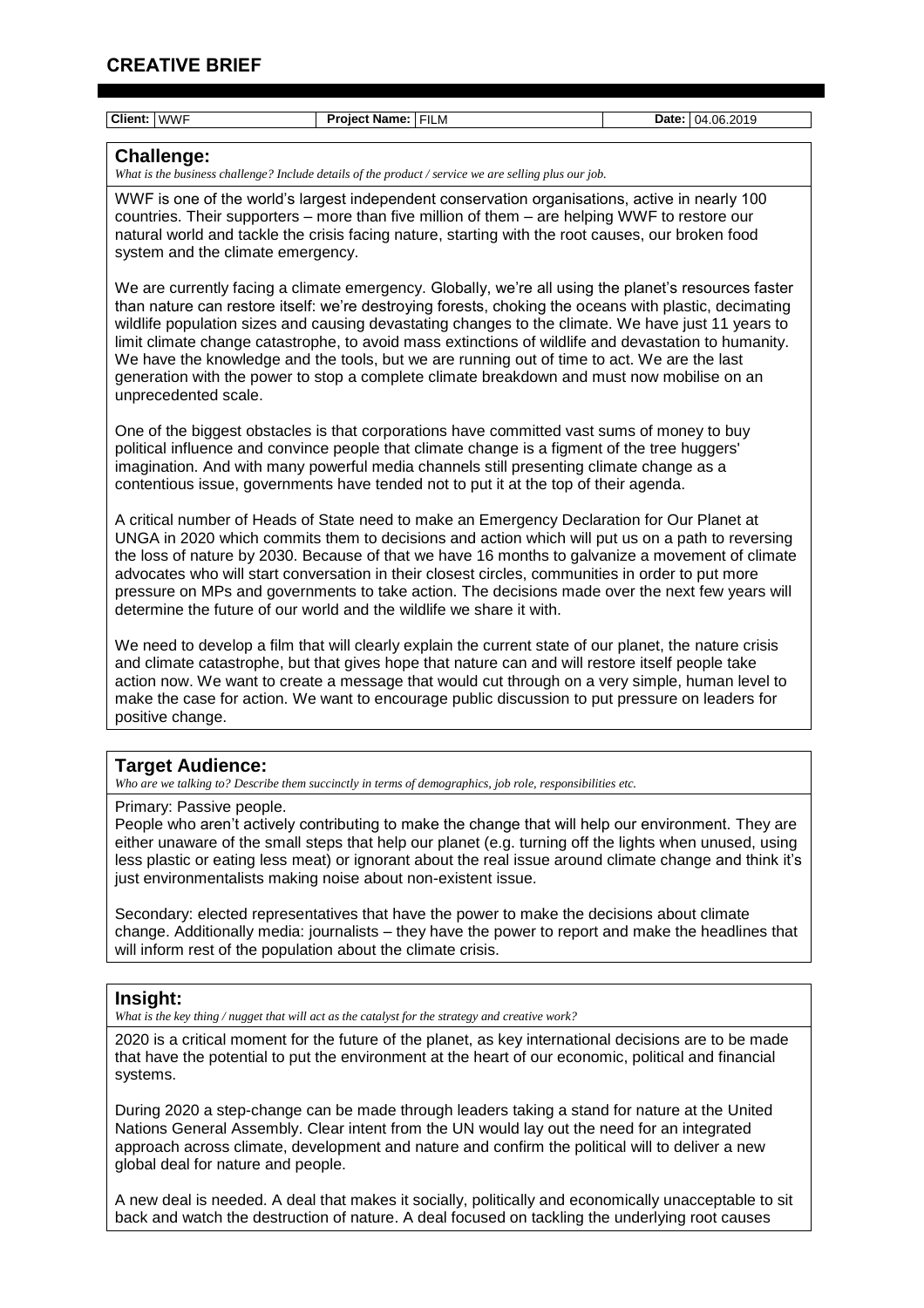# CREATIVE BRIEF

| Client: | WWF | Project Name: | FILM | Date: | 04.06.2019 |
|---|---|---|---|---|---|

## Challenge:

*What is the business challenge? Include details of the product / service we are selling plus our job.*

WWF is one of the world's largest independent conservation organisations, active in nearly 100 countries. Their supporters – more than five million of them – are helping WWF to restore our natural world and tackle the crisis facing nature, starting with the root causes, our broken food system and the climate emergency.

We are currently facing a climate emergency. Globally, we're all using the planet's resources faster than nature can restore itself: we're destroying forests, choking the oceans with plastic, decimating wildlife population sizes and causing devastating changes to the climate. We have just 11 years to limit climate change catastrophe, to avoid mass extinctions of wildlife and devastation to humanity. We have the knowledge and the tools, but we are running out of time to act. We are the last generation with the power to stop a complete climate breakdown and must now mobilise on an unprecedented scale.

One of the biggest obstacles is that corporations have committed vast sums of money to buy political influence and convince people that climate change is a figment of the tree huggers' imagination. And with many powerful media channels still presenting climate change as a contentious issue, governments have tended not to put it at the top of their agenda.

A critical number of Heads of State need to make an Emergency Declaration for Our Planet at UNGA in 2020 which commits them to decisions and action which will put us on a path to reversing the loss of nature by 2030. Because of that we have 16 months to galvanize a movement of climate advocates who will start conversation in their closest circles, communities in order to put more pressure on MPs and governments to take action. The decisions made over the next few years will determine the future of our world and the wildlife we share it with.

We need to develop a film that will clearly explain the current state of our planet, the nature crisis and climate catastrophe, but that gives hope that nature can and will restore itself people take action now. We want to create a message that would cut through on a very simple, human level to make the case for action. We want to encourage public discussion to put pressure on leaders for positive change.

## Target Audience:

*Who are we talking to? Describe them succinctly in terms of demographics, job role, responsibilities etc.*

Primary: Passive people.
People who aren't actively contributing to make the change that will help our environment. They are either unaware of the small steps that help our planet (e.g. turning off the lights when unused, using less plastic or eating less meat) or ignorant about the real issue around climate change and think it's just environmentalists making noise about non-existent issue.

Secondary: elected representatives that have the power to make the decisions about climate change. Additionally media: journalists – they have the power to report and make the headlines that will inform rest of the population about the climate crisis.

## Insight:

*What is the key thing / nugget that will act as the catalyst for the strategy and creative work?*

2020 is a critical moment for the future of the planet, as key international decisions are to be made that have the potential to put the environment at the heart of our economic, political and financial systems.

During 2020 a step-change can be made through leaders taking a stand for nature at the United Nations General Assembly. Clear intent from the UN would lay out the need for an integrated approach across climate, development and nature and confirm the political will to deliver a new global deal for nature and people.

A new deal is needed. A deal that makes it socially, politically and economically unacceptable to sit back and watch the destruction of nature. A deal focused on tackling the underlying root causes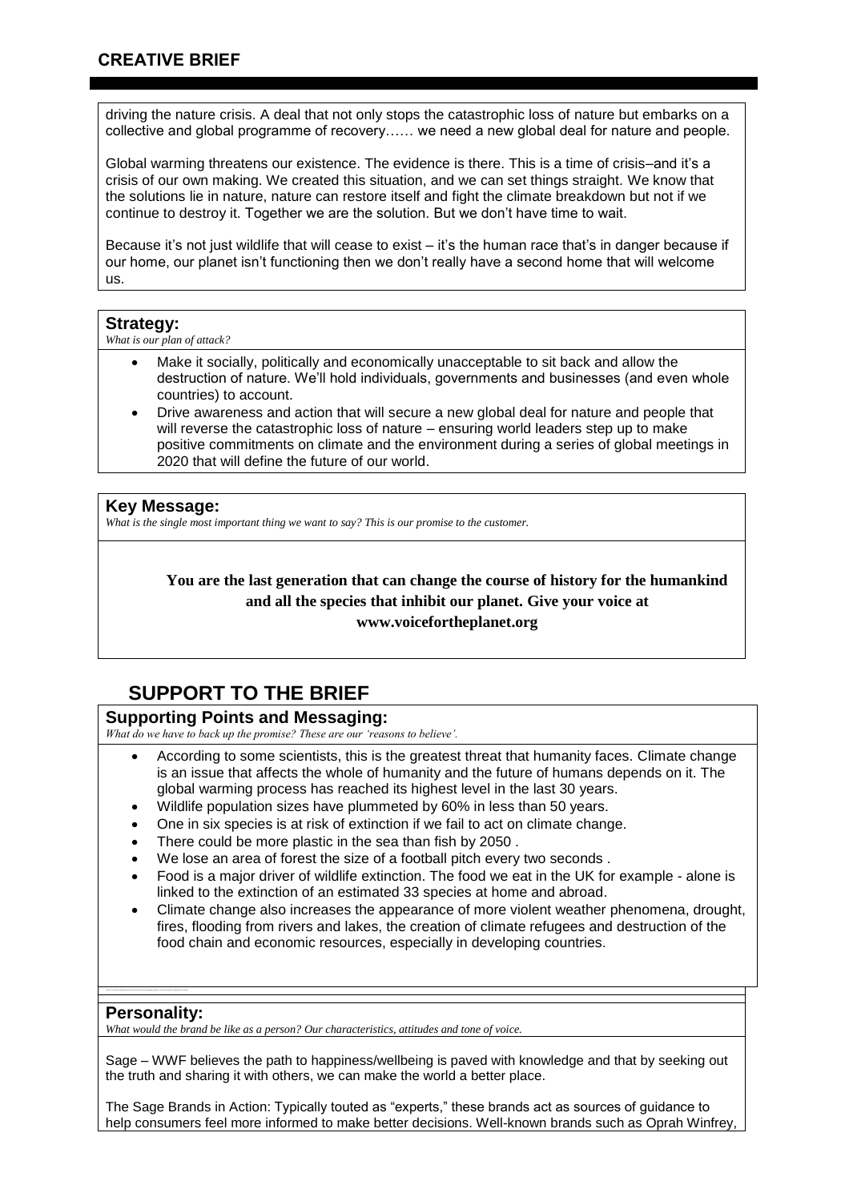driving the nature crisis. A deal that not only stops the catastrophic loss of nature but embarks on a collective and global programme of recovery…… we need a new global deal for nature and people.

Global warming threatens our existence. The evidence is there. This is a time of crisis–and it's a crisis of our own making. We created this situation, and we can set things straight. We know that the solutions lie in nature, nature can restore itself and fight the climate breakdown but not if we continue to destroy it. Together we are the solution. But we don't have time to wait.

Because it's not just wildlife that will cease to exist – it's the human race that's in danger because if our home, our planet isn't functioning then we don't really have a second home that will welcome us.

### Strategy:

*What is our plan of attack?*

- Make it socially, politically and economically unacceptable to sit back and allow the destruction of nature. We'll hold individuals, governments and businesses (and even whole countries) to account.
- Drive awareness and action that will secure a new global deal for nature and people that will reverse the catastrophic loss of nature – ensuring world leaders step up to make positive commitments on climate and the environment during a series of global meetings in 2020 that will define the future of our world.

### Key Message:

*What is the single most important thing we want to say? This is our promise to the customer.*

**You are the last generation that can change the course of history for the humankind and all the species that inhibit our planet. Give your voice at www.voicefortheplanet.org**

## SUPPORT TO THE BRIEF

### Supporting Points and Messaging:

*What do we have to back up the promise? These are our 'reasons to believe'.*

- According to some scientists, this is the greatest threat that humanity faces. Climate change is an issue that affects the whole of humanity and the future of humans depends on it. The global warming process has reached its highest level in the last 30 years.
- Wildlife population sizes have plummeted by 60% in less than 50 years.
- One in six species is at risk of extinction if we fail to act on climate change.
- There could be more plastic in the sea than fish by 2050 .
- We lose an area of forest the size of a football pitch every two seconds .
- Food is a major driver of wildlife extinction. The food we eat in the UK for example - alone is linked to the extinction of an estimated 33 species at home and abroad.
- Climate change also increases the appearance of more violent weather phenomena, drought, fires, flooding from rivers and lakes, the creation of climate refugees and destruction of the food chain and economic resources, especially in developing countries.

### Personality:

*What would the brand be like as a person? Our characteristics, attitudes and tone of voice.*

Sage – WWF believes the path to happiness/wellbeing is paved with knowledge and that by seeking out the truth and sharing it with others, we can make the world a better place.

The Sage Brands in Action: Typically touted as "experts," these brands act as sources of guidance to help consumers feel more informed to make better decisions. Well-known brands such as Oprah Winfrey,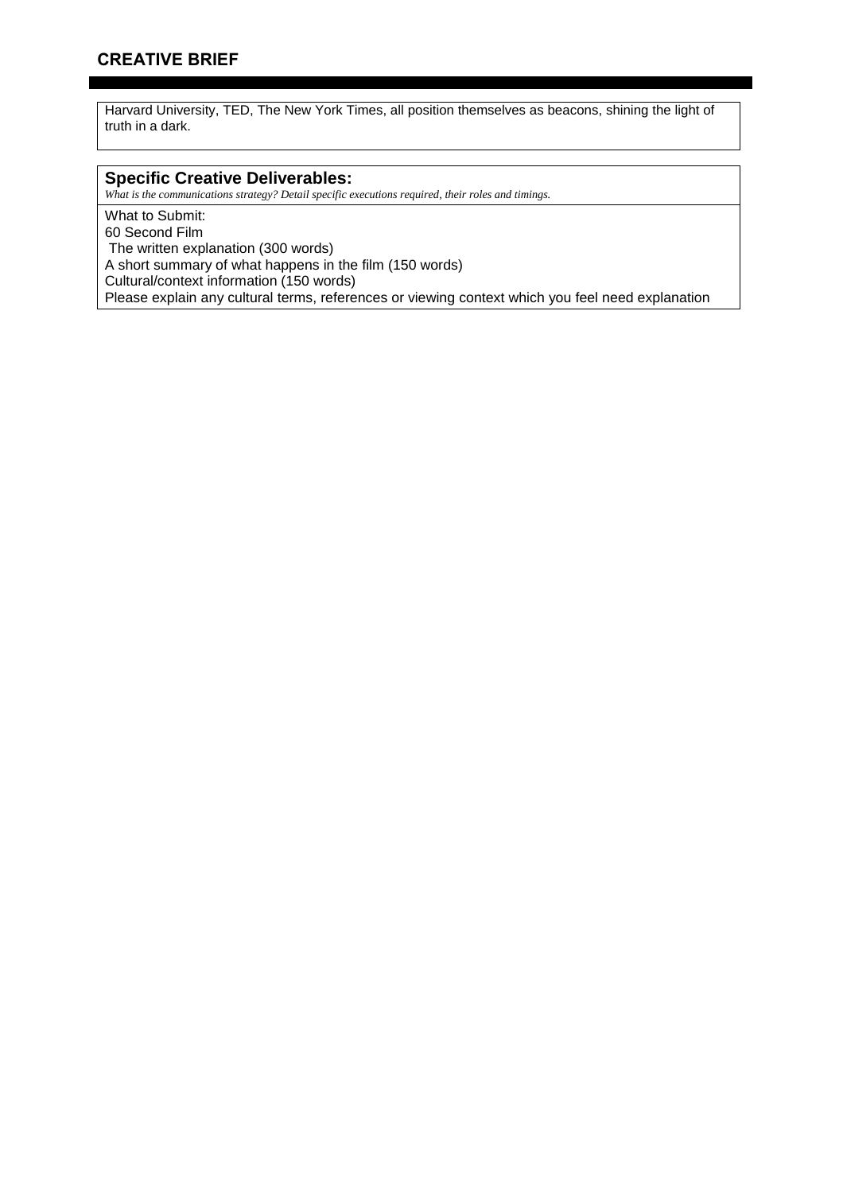## CREATIVE BRIEF

Harvard University, TED, The New York Times, all position themselves as beacons, shining the light of truth in a dark.

### Specific Creative Deliverables:

*What is the communications strategy? Detail specific executions required, their roles and timings.*

What to Submit:
60 Second Film
The written explanation (300 words)
A short summary of what happens in the film (150 words)
Cultural/context information (150 words)
Please explain any cultural terms, references or viewing context which you feel need explanation